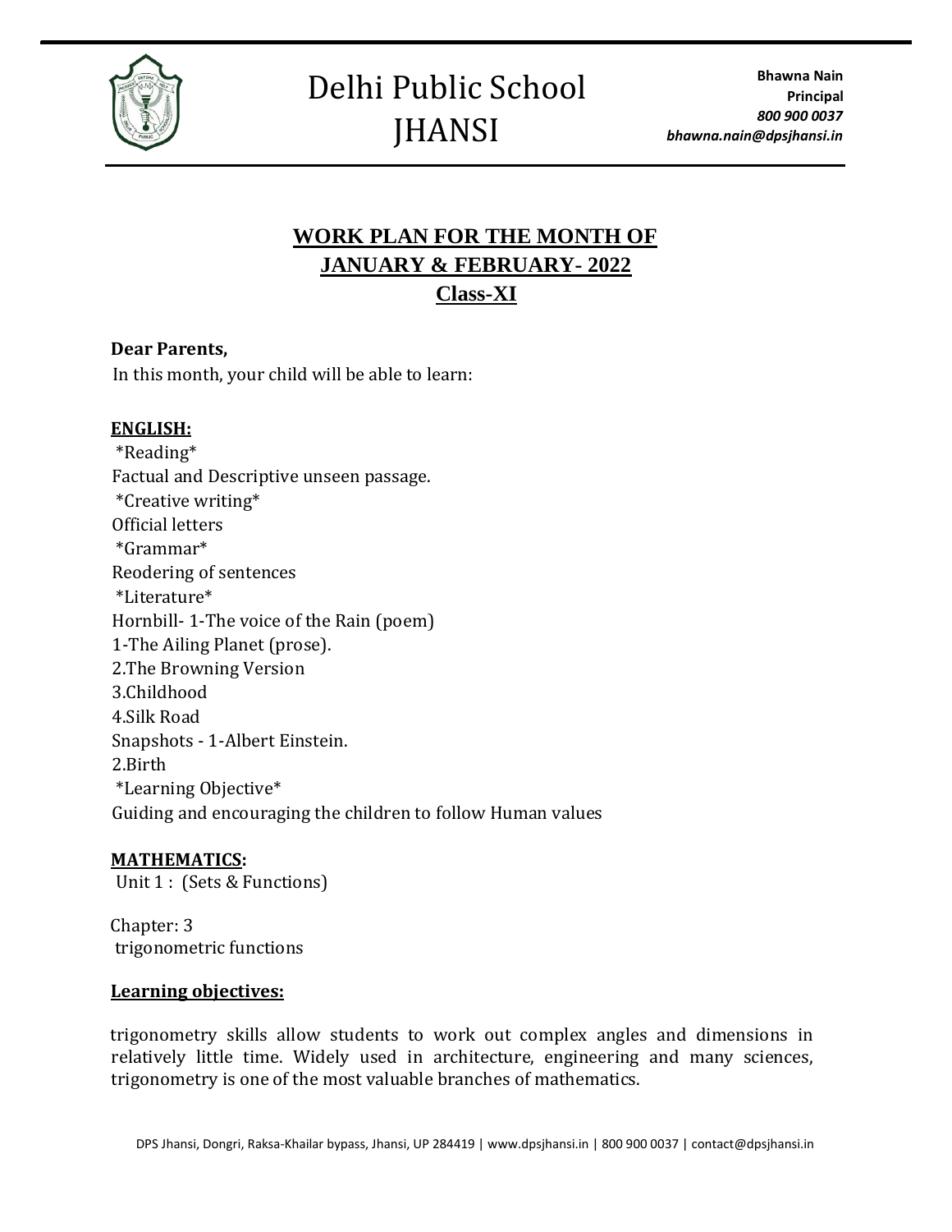# Delhi Public School JHANSI

**Bhawna Nain**
**Principal**
*800 900 0037*
*bhawna.nain@dpsjhansi.in*

## WORK PLAN FOR THE MONTH OF JANUARY & FEBRUARY- 2022
## Class-XI

**Dear Parents,**

In this month, your child will be able to learn:

**ENGLISH:**

*Reading*
Factual and Descriptive unseen passage.
*Creative writing*
Official letters
*Grammar*
Reodering of sentences
*Literature*
Hornbill- 1-The voice of the Rain (poem)
1-The Ailing Planet (prose).
2.The Browning Version
3.Childhood
4.Silk Road
Snapshots - 1-Albert Einstein.
2.Birth
*Learning Objective*
Guiding and encouraging the children to follow Human values

**MATHEMATICS:**

Unit 1 : (Sets & Functions)

Chapter: 3
trigonometric functions

**Learning objectives:**

trigonometry skills allow students to work out complex angles and dimensions in relatively little time. Widely used in architecture, engineering and many sciences, trigonometry is one of the most valuable branches of mathematics.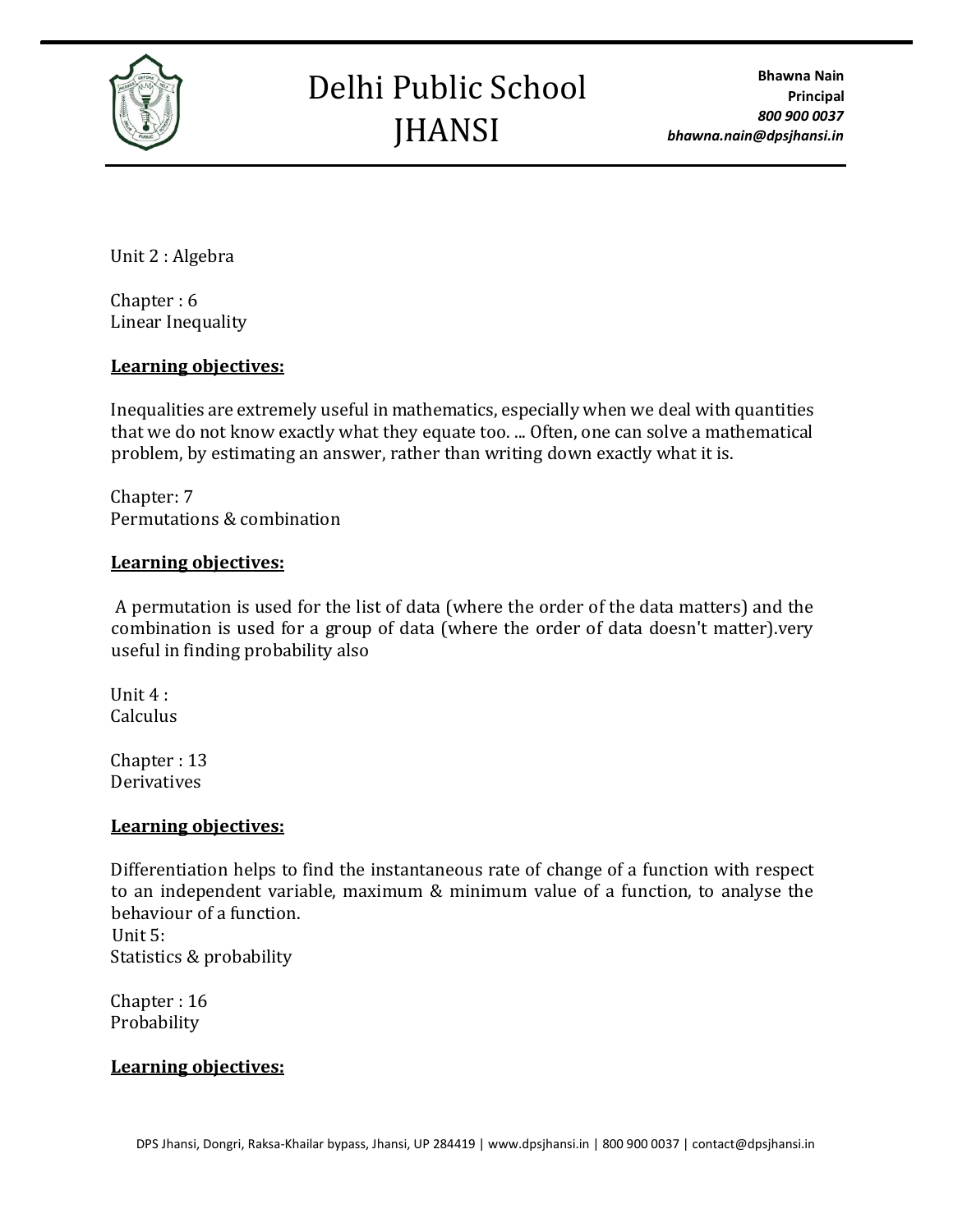Unit 2 : Algebra

Chapter : 6
Linear Inequality

**Learning objectives:**

Inequalities are extremely useful in mathematics, especially when we deal with quantities that we do not know exactly what they equate too. ... Often, one can solve a mathematical problem, by estimating an answer, rather than writing down exactly what it is.

Chapter: 7
Permutations & combination

**Learning objectives:**

A permutation is used for the list of data (where the order of the data matters) and the combination is used for a group of data (where the order of data doesn't matter).very useful in finding probability also

Unit 4 :
Calculus

Chapter : 13
Derivatives

**Learning objectives:**

Differentiation helps to find the instantaneous rate of change of a function with respect to an independent variable, maximum & minimum value of a function, to analyse the behaviour of a function.

Unit 5:
Statistics & probability

Chapter : 16
Probability

**Learning objectives:**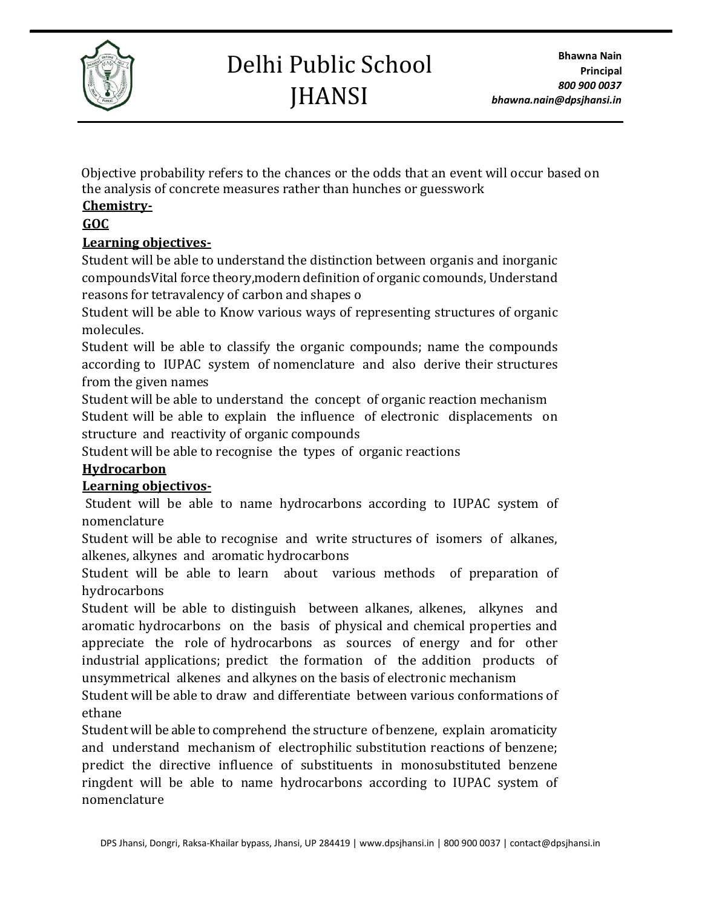Objective probability refers to the chances or the odds that an event will occur based on the analysis of concrete measures rather than hunches or guesswork

**Chemistry-**

**GOC**

**Learning objectives-**

Student will be able to understand the distinction between organis and inorganic compoundsVital force theory,modern definition of organic comounds, Understand reasons for tetravalency of carbon and shapes o

Student will be able to Know various ways of representing structures of organic molecules.

Student will be able to classify the organic compounds; name the compounds according to IUPAC system of nomenclature and also derive their structures from the given names

Student will be able to understand the concept of organic reaction mechanism

Student will be able to explain the influence of electronic displacements on structure and reactivity of organic compounds

Student will be able to recognise the types of organic reactions

**Hydrocarbon**

**Learning objectivos-**

Student will be able to name hydrocarbons according to IUPAC system of nomenclature

Student will be able to recognise and write structures of isomers of alkanes, alkenes, alkynes and aromatic hydrocarbons

Student will be able to learn about various methods of preparation of hydrocarbons

Student will be able to distinguish between alkanes, alkenes, alkynes and aromatic hydrocarbons on the basis of physical and chemical properties and appreciate the role of hydrocarbons as sources of energy and for other industrial applications; predict the formation of the addition products of unsymmetrical alkenes and alkynes on the basis of electronic mechanism

Student will be able to draw and differentiate between various conformations of ethane

Student will be able to comprehend the structure of benzene, explain aromaticity and understand mechanism of electrophilic substitution reactions of benzene; predict the directive influence of substituents in monosubstituted benzene ringdent will be able to name hydrocarbons according to IUPAC system of nomenclature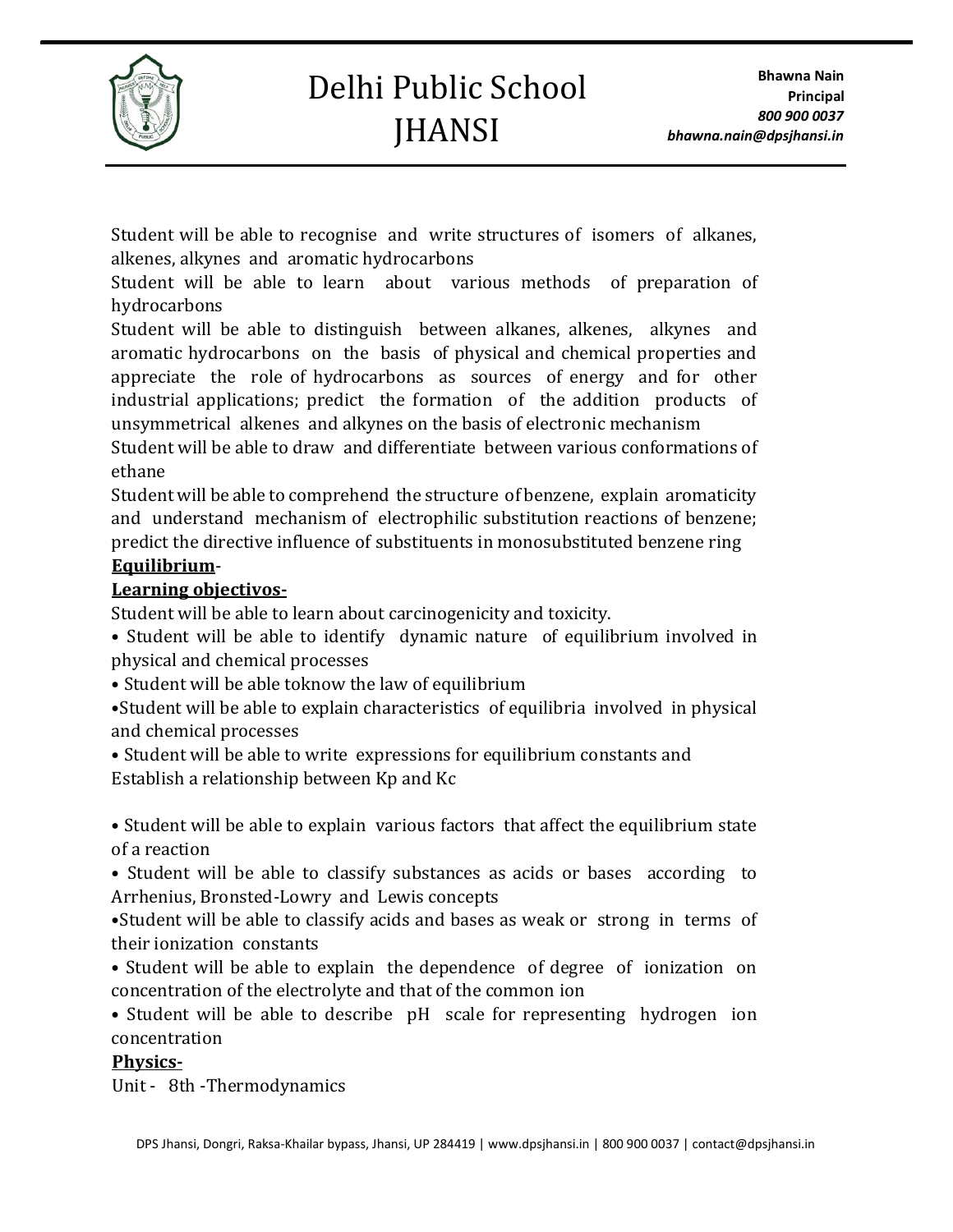Student will be able to recognise and write structures of isomers of alkanes, alkenes, alkynes and aromatic hydrocarbons

Student will be able to learn about various methods of preparation of hydrocarbons

Student will be able to distinguish between alkanes, alkenes, alkynes and aromatic hydrocarbons on the basis of physical and chemical properties and appreciate the role of hydrocarbons as sources of energy and for other industrial applications; predict the formation of the addition products of unsymmetrical alkenes and alkynes on the basis of electronic mechanism

Student will be able to draw and differentiate between various conformations of ethane

Student will be able to comprehend the structure of benzene, explain aromaticity and understand mechanism of electrophilic substitution reactions of benzene; predict the directive influence of substituents in monosubstituted benzene ring

**Equilibrium**-

**Learning objectivos-**

Student will be able to learn about carcinogenicity and toxicity.

- Student will be able to identify dynamic nature of equilibrium involved in physical and chemical processes
- Student will be able toknow the law of equilibrium
- Student will be able to explain characteristics of equilibria involved in physical and chemical processes
- Student will be able to write expressions for equilibrium constants and Establish a relationship between Kp and Kc
- Student will be able to explain various factors that affect the equilibrium state of a reaction
- Student will be able to classify substances as acids or bases according to Arrhenius, Bronsted-Lowry and Lewis concepts
- Student will be able to classify acids and bases as weak or strong in terms of their ionization constants
- Student will be able to explain the dependence of degree of ionization on concentration of the electrolyte and that of the common ion
- Student will be able to describe pH scale for representing hydrogen ion concentration

**Physics-**

Unit - 8th -Thermodynamics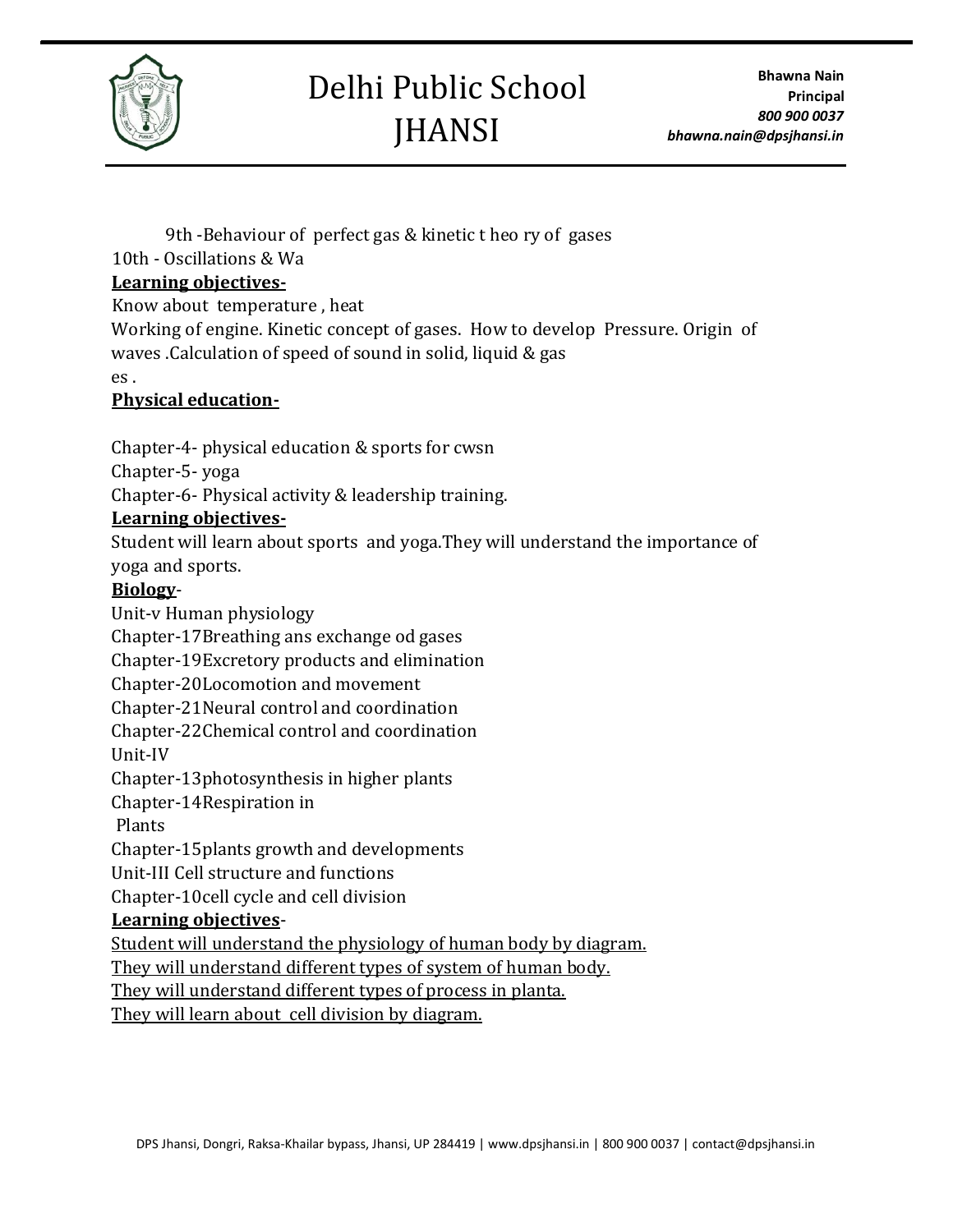9th -Behaviour of perfect gas & kinetic t heo ry of gases

10th - Oscillations & Wa

**Learning objectives-**

Know about temperature , heat

Working of engine. Kinetic concept of gases. How to develop Pressure. Origin of waves .Calculation of speed of sound in solid, liquid & gas es .

**Physical education-**

Chapter-4- physical education & sports for cwsn

Chapter-5- yoga

Chapter-6- Physical activity & leadership training.

**Learning objectives-**

Student will learn about sports and yoga.They will understand the importance of yoga and sports.

**Biology-**

Unit-v Human physiology

Chapter-17Breathing ans exchange od gases

Chapter-19Excretory products and elimination

Chapter-20Locomotion and movement

Chapter-21Neural control and coordination

Chapter-22Chemical control and coordination

Unit-IV

Chapter-13photosynthesis in higher plants

Chapter-14Respiration in Plants

Chapter-15plants growth and developments

Unit-III Cell structure and functions

Chapter-10cell cycle and cell division

**Learning objectives-**

Student will understand the physiology of human body by diagram.

They will understand different types of system of human body.

They will understand different types of process in planta.

They will learn about cell division by diagram.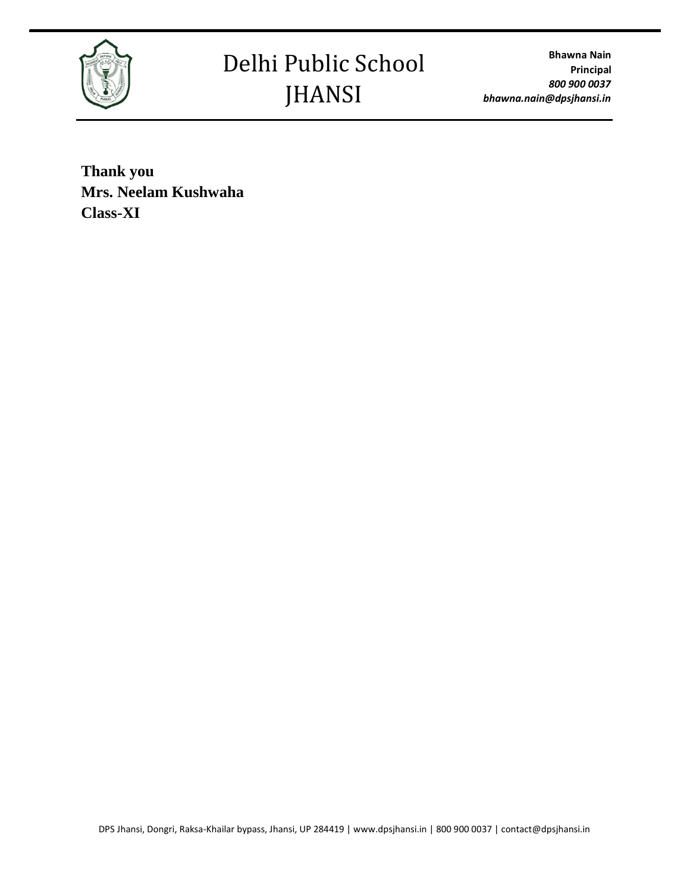**Thank you**
**Mrs. Neelam Kushwaha**
**Class-XI**